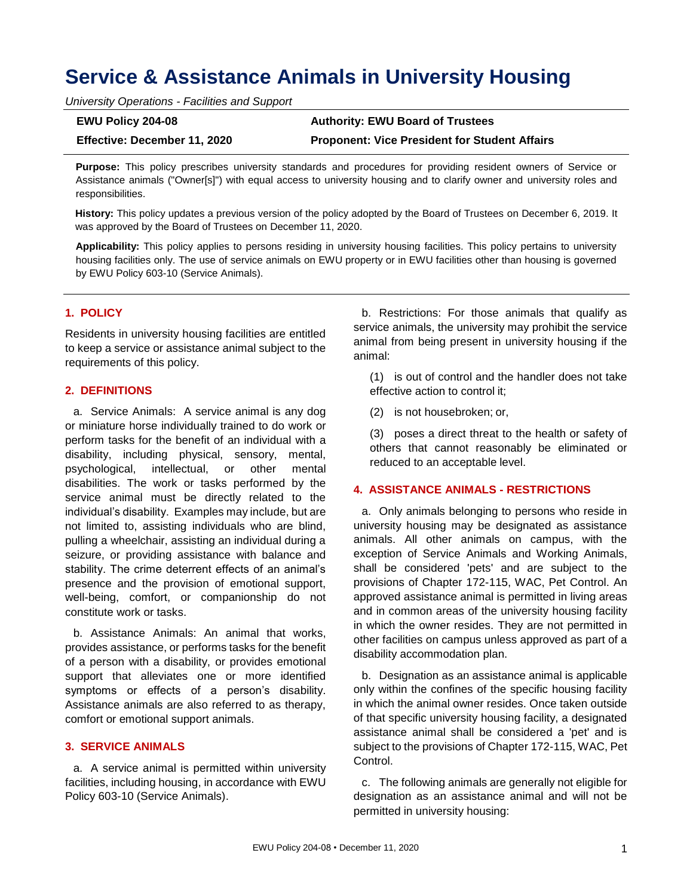# Service & Assistance Animals in University Housing

*University Operations - Facilities and Support*

| **EWU Policy 204-08** | **Authority: EWU Board of Trustees** |
| --- | --- |
| **Effective: December 11, 2020** | **Proponent: Vice President for Student Affairs** |

**Purpose:** This policy prescribes university standards and procedures for providing resident owners of Service or Assistance animals ("Owner[s]") with equal access to university housing and to clarify owner and university roles and responsibilities.

**History:** This policy updates a previous version of the policy adopted by the Board of Trustees on December 6, 2019. It was approved by the Board of Trustees on December 11, 2020.

**Applicability:** This policy applies to persons residing in university housing facilities. This policy pertains to university housing facilities only. The use of service animals on EWU property or in EWU facilities other than housing is governed by EWU Policy 603-10 (Service Animals).

## 1. POLICY

Residents in university housing facilities are entitled to keep a service or assistance animal subject to the requirements of this policy.

## 2. DEFINITIONS

a. Service Animals: A service animal is any dog or miniature horse individually trained to do work or perform tasks for the benefit of an individual with a disability, including physical, sensory, mental, psychological, intellectual, or other mental disabilities. The work or tasks performed by the service animal must be directly related to the individual's disability. Examples may include, but are not limited to, assisting individuals who are blind, pulling a wheelchair, assisting an individual during a seizure, or providing assistance with balance and stability. The crime deterrent effects of an animal's presence and the provision of emotional support, well-being, comfort, or companionship do not constitute work or tasks.

b. Assistance Animals: An animal that works, provides assistance, or performs tasks for the benefit of a person with a disability, or provides emotional support that alleviates one or more identified symptoms or effects of a person's disability. Assistance animals are also referred to as therapy, comfort or emotional support animals.

## 3. SERVICE ANIMALS

a. A service animal is permitted within university facilities, including housing, in accordance with EWU Policy 603-10 (Service Animals).

b. Restrictions: For those animals that qualify as service animals, the university may prohibit the service animal from being present in university housing if the animal:

(1) is out of control and the handler does not take effective action to control it;

(2) is not housebroken; or,

(3) poses a direct threat to the health or safety of others that cannot reasonably be eliminated or reduced to an acceptable level.

## 4. ASSISTANCE ANIMALS - RESTRICTIONS

a. Only animals belonging to persons who reside in university housing may be designated as assistance animals. All other animals on campus, with the exception of Service Animals and Working Animals, shall be considered 'pets' and are subject to the provisions of Chapter 172-115, WAC, Pet Control. An approved assistance animal is permitted in living areas and in common areas of the university housing facility in which the owner resides. They are not permitted in other facilities on campus unless approved as part of a disability accommodation plan.

b. Designation as an assistance animal is applicable only within the confines of the specific housing facility in which the animal owner resides. Once taken outside of that specific university housing facility, a designated assistance animal shall be considered a 'pet' and is subject to the provisions of Chapter 172-115, WAC, Pet Control.

c. The following animals are generally not eligible for designation as an assistance animal and will not be permitted in university housing: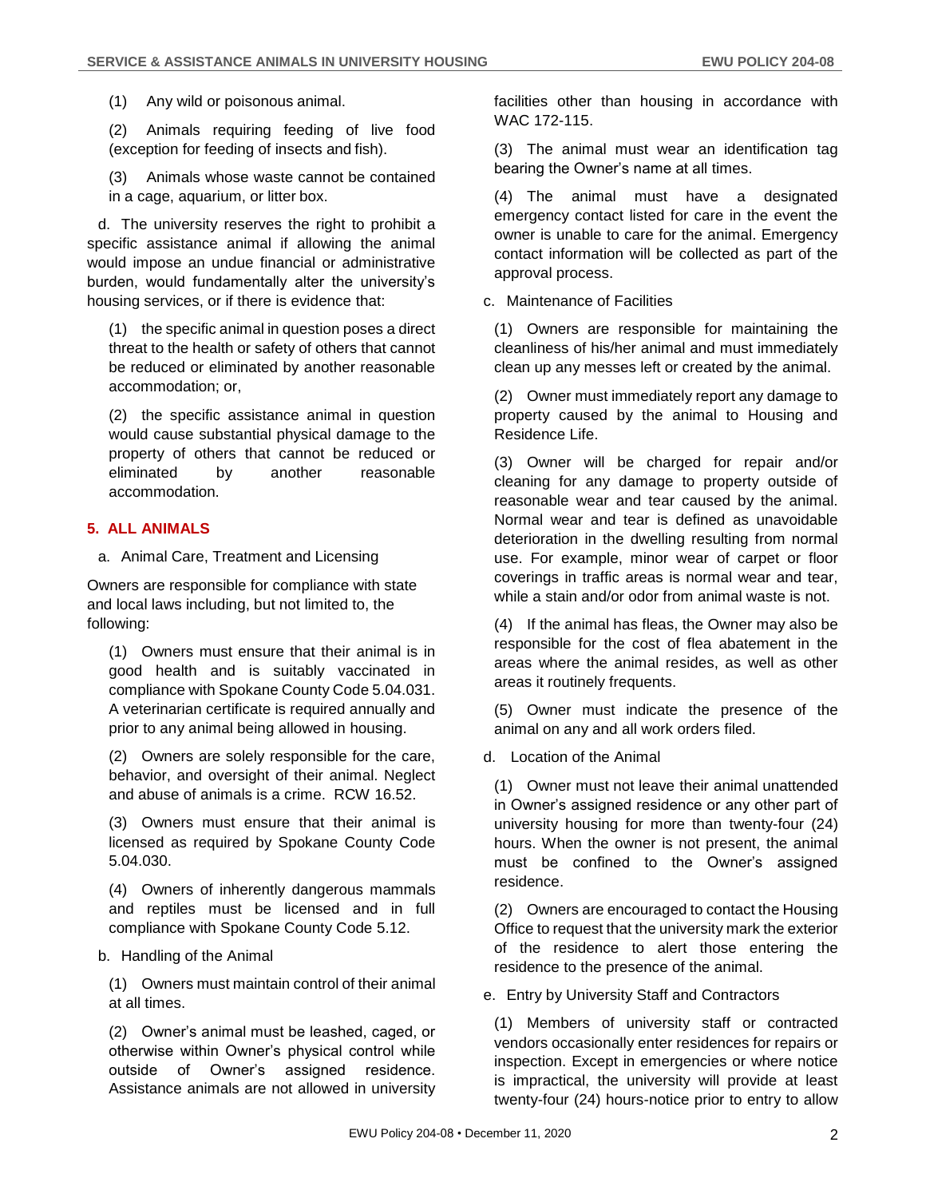(1) Any wild or poisonous animal.

(2) Animals requiring feeding of live food (exception for feeding of insects and fish).

(3) Animals whose waste cannot be contained in a cage, aquarium, or litter box.

d. The university reserves the right to prohibit a specific assistance animal if allowing the animal would impose an undue financial or administrative burden, would fundamentally alter the university's housing services, or if there is evidence that:

(1) the specific animal in question poses a direct threat to the health or safety of others that cannot be reduced or eliminated by another reasonable accommodation; or,

(2) the specific assistance animal in question would cause substantial physical damage to the property of others that cannot be reduced or eliminated by another reasonable accommodation.

## 5. ALL ANIMALS

a. Animal Care, Treatment and Licensing

Owners are responsible for compliance with state and local laws including, but not limited to, the following:

(1) Owners must ensure that their animal is in good health and is suitably vaccinated in compliance with Spokane County Code 5.04.031. A veterinarian certificate is required annually and prior to any animal being allowed in housing.

(2) Owners are solely responsible for the care, behavior, and oversight of their animal. Neglect and abuse of animals is a crime. RCW 16.52.

(3) Owners must ensure that their animal is licensed as required by Spokane County Code 5.04.030.

(4) Owners of inherently dangerous mammals and reptiles must be licensed and in full compliance with Spokane County Code 5.12.

b. Handling of the Animal

(1) Owners must maintain control of their animal at all times.

(2) Owner's animal must be leashed, caged, or otherwise within Owner's physical control while outside of Owner's assigned residence. Assistance animals are not allowed in university facilities other than housing in accordance with WAC 172-115.

(3) The animal must wear an identification tag bearing the Owner's name at all times.

(4) The animal must have a designated emergency contact listed for care in the event the owner is unable to care for the animal. Emergency contact information will be collected as part of the approval process.

c. Maintenance of Facilities

(1) Owners are responsible for maintaining the cleanliness of his/her animal and must immediately clean up any messes left or created by the animal.

(2) Owner must immediately report any damage to property caused by the animal to Housing and Residence Life.

(3) Owner will be charged for repair and/or cleaning for any damage to property outside of reasonable wear and tear caused by the animal. Normal wear and tear is defined as unavoidable deterioration in the dwelling resulting from normal use. For example, minor wear of carpet or floor coverings in traffic areas is normal wear and tear, while a stain and/or odor from animal waste is not.

(4) If the animal has fleas, the Owner may also be responsible for the cost of flea abatement in the areas where the animal resides, as well as other areas it routinely frequents.

(5) Owner must indicate the presence of the animal on any and all work orders filed.

d. Location of the Animal

(1) Owner must not leave their animal unattended in Owner's assigned residence or any other part of university housing for more than twenty-four (24) hours. When the owner is not present, the animal must be confined to the Owner's assigned residence.

(2) Owners are encouraged to contact the Housing Office to request that the university mark the exterior of the residence to alert those entering the residence to the presence of the animal.

e. Entry by University Staff and Contractors

(1) Members of university staff or contracted vendors occasionally enter residences for repairs or inspection. Except in emergencies or where notice is impractical, the university will provide at least twenty-four (24) hours-notice prior to entry to allow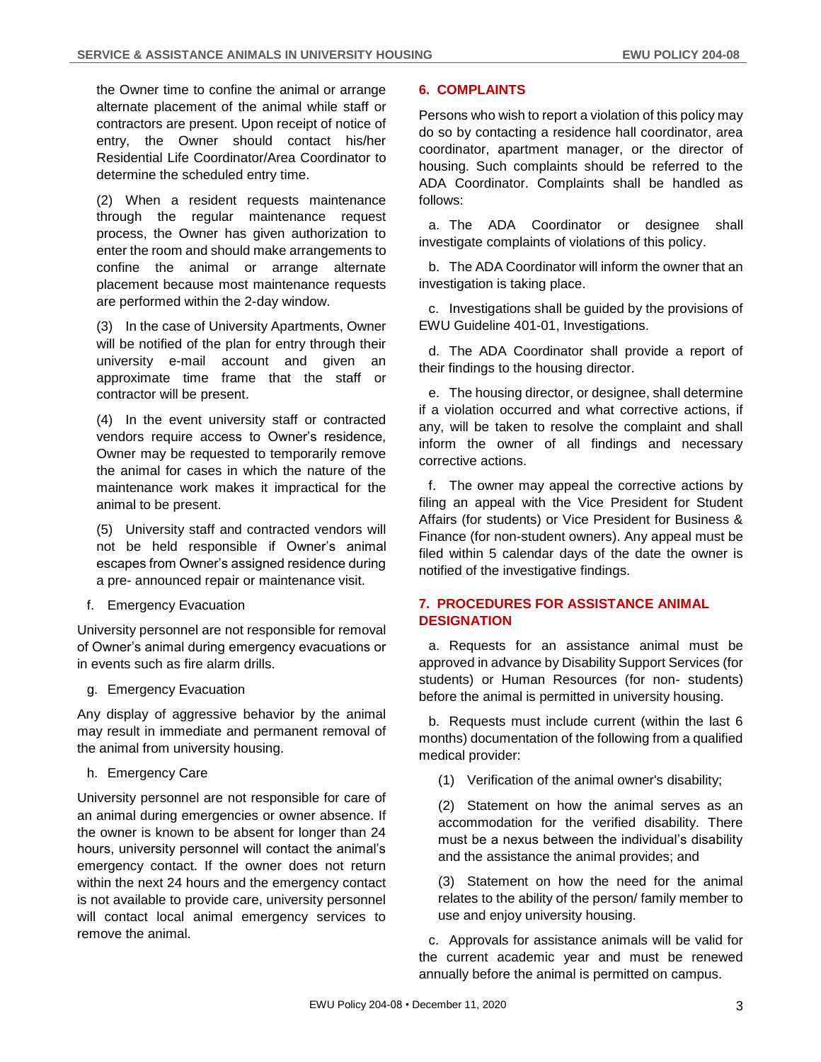the Owner time to confine the animal or arrange alternate placement of the animal while staff or contractors are present. Upon receipt of notice of entry, the Owner should contact his/her Residential Life Coordinator/Area Coordinator to determine the scheduled entry time.

(2) When a resident requests maintenance through the regular maintenance request process, the Owner has given authorization to enter the room and should make arrangements to confine the animal or arrange alternate placement because most maintenance requests are performed within the 2-day window.

(3) In the case of University Apartments, Owner will be notified of the plan for entry through their university e-mail account and given an approximate time frame that the staff or contractor will be present.

(4) In the event university staff or contracted vendors require access to Owner's residence, Owner may be requested to temporarily remove the animal for cases in which the nature of the maintenance work makes it impractical for the animal to be present.

(5) University staff and contracted vendors will not be held responsible if Owner's animal escapes from Owner's assigned residence during a pre- announced repair or maintenance visit.

f. Emergency Evacuation

University personnel are not responsible for removal of Owner's animal during emergency evacuations or in events such as fire alarm drills.

g. Emergency Evacuation

Any display of aggressive behavior by the animal may result in immediate and permanent removal of the animal from university housing.

h. Emergency Care

University personnel are not responsible for care of an animal during emergencies or owner absence. If the owner is known to be absent for longer than 24 hours, university personnel will contact the animal's emergency contact. If the owner does not return within the next 24 hours and the emergency contact is not available to provide care, university personnel will contact local animal emergency services to remove the animal.

## 6. COMPLAINTS

Persons who wish to report a violation of this policy may do so by contacting a residence hall coordinator, area coordinator, apartment manager, or the director of housing. Such complaints should be referred to the ADA Coordinator. Complaints shall be handled as follows:

a. The ADA Coordinator or designee shall investigate complaints of violations of this policy.

b. The ADA Coordinator will inform the owner that an investigation is taking place.

c. Investigations shall be guided by the provisions of EWU Guideline 401-01, Investigations.

d. The ADA Coordinator shall provide a report of their findings to the housing director.

e. The housing director, or designee, shall determine if a violation occurred and what corrective actions, if any, will be taken to resolve the complaint and shall inform the owner of all findings and necessary corrective actions.

f. The owner may appeal the corrective actions by filing an appeal with the Vice President for Student Affairs (for students) or Vice President for Business & Finance (for non-student owners). Any appeal must be filed within 5 calendar days of the date the owner is notified of the investigative findings.

## 7. PROCEDURES FOR ASSISTANCE ANIMAL DESIGNATION

a. Requests for an assistance animal must be approved in advance by Disability Support Services (for students) or Human Resources (for non- students) before the animal is permitted in university housing.

b. Requests must include current (within the last 6 months) documentation of the following from a qualified medical provider:

(1) Verification of the animal owner's disability;

(2) Statement on how the animal serves as an accommodation for the verified disability. There must be a nexus between the individual's disability and the assistance the animal provides; and

(3) Statement on how the need for the animal relates to the ability of the person/ family member to use and enjoy university housing.

c. Approvals for assistance animals will be valid for the current academic year and must be renewed annually before the animal is permitted on campus.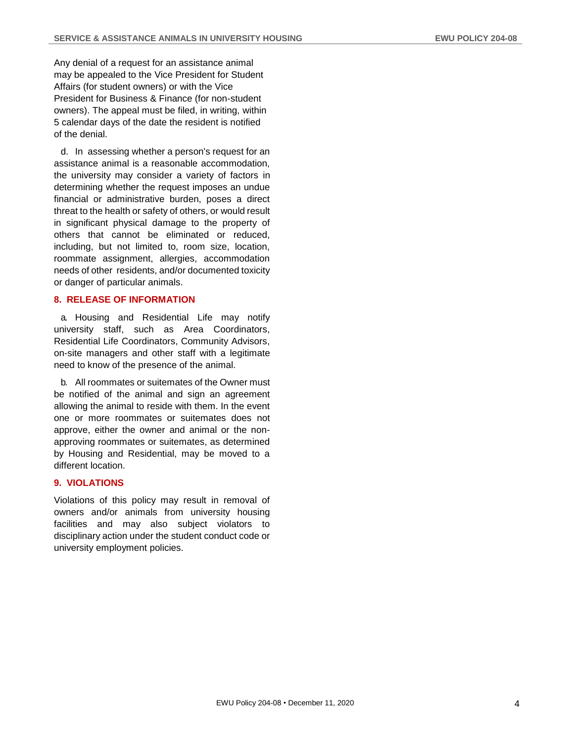Any denial of a request for an assistance animal may be appealed to the Vice President for Student Affairs (for student owners) or with the Vice President for Business & Finance (for non-student owners). The appeal must be filed, in writing, within 5 calendar days of the date the resident is notified of the denial.

d. In assessing whether a person's request for an assistance animal is a reasonable accommodation, the university may consider a variety of factors in determining whether the request imposes an undue financial or administrative burden, poses a direct threat to the health or safety of others, or would result in significant physical damage to the property of others that cannot be eliminated or reduced, including, but not limited to, room size, location, roommate assignment, allergies, accommodation needs of other residents, and/or documented toxicity or danger of particular animals.

## 8. RELEASE OF INFORMATION

a. Housing and Residential Life may notify university staff, such as Area Coordinators, Residential Life Coordinators, Community Advisors, on-site managers and other staff with a legitimate need to know of the presence of the animal.

b. All roommates or suitemates of the Owner must be notified of the animal and sign an agreement allowing the animal to reside with them. In the event one or more roommates or suitemates does not approve, either the owner and animal or the non-approving roommates or suitemates, as determined by Housing and Residential, may be moved to a different location.

## 9. VIOLATIONS

Violations of this policy may result in removal of owners and/or animals from university housing facilities and may also subject violators to disciplinary action under the student conduct code or university employment policies.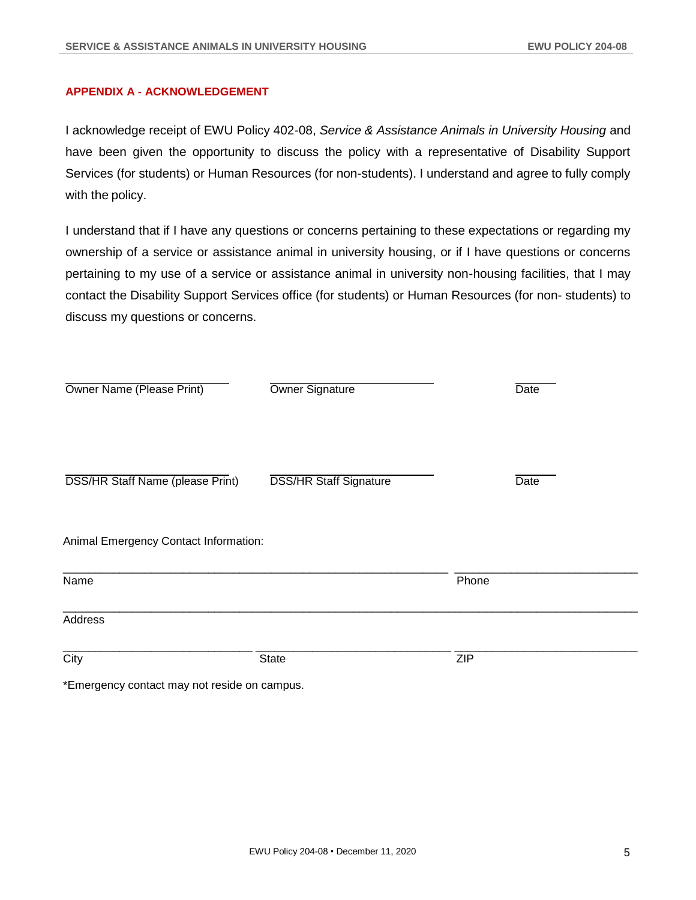## APPENDIX A - ACKNOWLEDGEMENT

I acknowledge receipt of EWU Policy 402-08, *Service & Assistance Animals in University Housing* and have been given the opportunity to discuss the policy with a representative of Disability Support Services (for students) or Human Resources (for non-students). I understand and agree to fully comply with the policy.

I understand that if I have any questions or concerns pertaining to these expectations or regarding my ownership of a service or assistance animal in university housing, or if I have questions or concerns pertaining to my use of a service or assistance animal in university non-housing facilities, that I may contact the Disability Support Services office (for students) or Human Resources (for non- students) to discuss my questions or concerns.

______________________________ ______________________________ ________
Owner Name (Please Print) Owner Signature Date

______________________________ ______________________________ ________
DSS/HR Staff Name (please Print) DSS/HR Staff Signature Date

Animal Emergency Contact Information:

____________________________________________________________ ____________________________
Name Phone

__________________________________________________________________________________________
Address

______________________________ ______________________________ ____________________________
City State ZIP

*Emergency contact may not reside on campus.